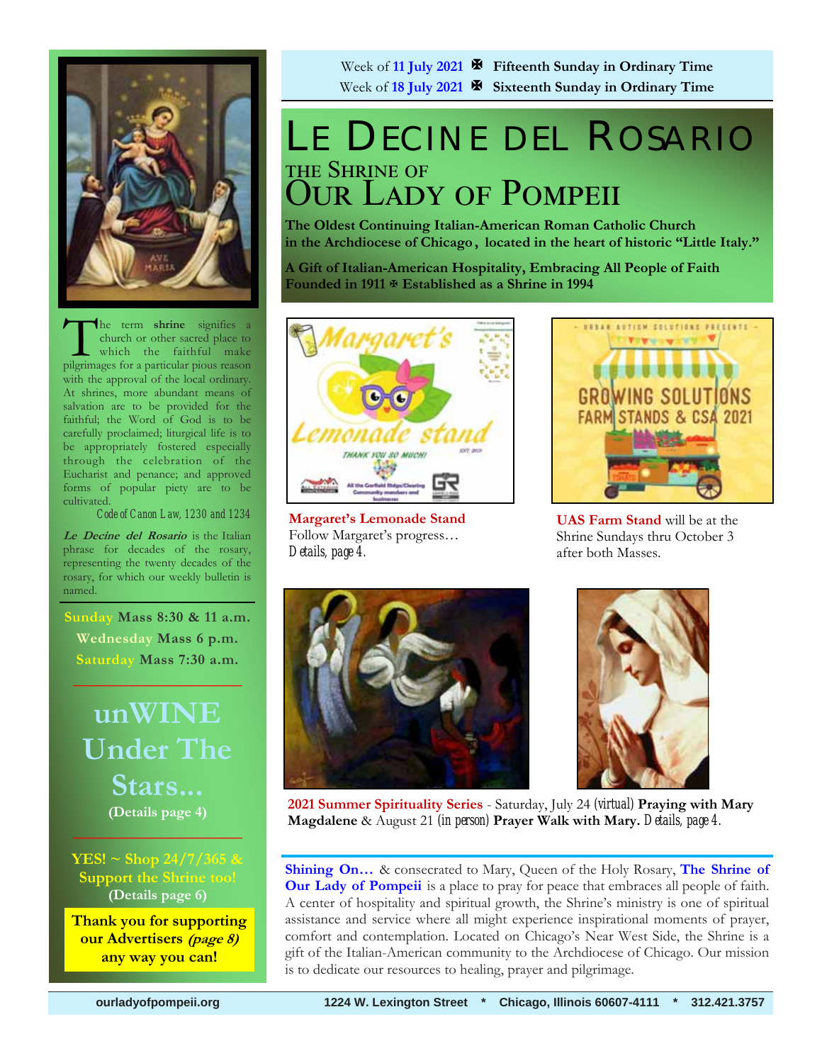Week of **11 July 2021** ✠ **Fifteenth Sunday in Ordinary Time**
Week of **18 July 2021** ✠ **Sixteenth Sunday in Ordinary Time**

# LE DECINE DEL ROSARIO

## THE SHRINE OF OUR LADY OF POMPEII

**The Oldest Continuing Italian-American Roman Catholic Church in the Archdiocese of Chicago, located in the heart of historic "Little Italy."**

**A Gift of Italian-American Hospitality, Embracing All People of Faith**
**Founded in 1911 ✠ Established as a Shrine in 1994**

The term **shrine** signifies a church or other sacred place to which the faithful make pilgrimages for a particular pious reason with the approval of the local ordinary. At shrines, more abundant means of salvation are to be provided for the faithful; the Word of God is to be carefully proclaimed; liturgical life is to be appropriately fostered especially through the celebration of the Eucharist and penance; and approved forms of popular piety are to be cultivated.

*Code of Canon Law, 1230 and 1234*

***Le Decine del Rosario*** is the Italian phrase for decades of the rosary, representing the twenty decades of the rosary, for which our weekly bulletin is named.

**Sunday Mass 8:30 & 11 a.m.**
**Wednesday Mass 6 p.m.**
**Saturday Mass 7:30 a.m.**

## unWINE Under The Stars...

**(Details page 4)**

**YES! ~ Shop 24/7/365 & Support the Shrine too!**
**(Details page 6)**

**Thank you for supporting our Advertisers *(page 8)* any way you can!**

**Margaret's Lemonade Stand**
Follow Margaret's progress…
*Details, page 4.*

**UAS Farm Stand** will be at the Shrine Sundays thru October 3 after both Masses.

**2021 Summer Spirituality Series** - Saturday, July 24 (virtual) **Praying with Mary Magdalene** & August 21 (in person) **Prayer Walk with Mary.** *Details, page 4.*

**Shining On…** & consecrated to Mary, Queen of the Holy Rosary, **The Shrine of Our Lady of Pompeii** is a place to pray for peace that embraces all people of faith. A center of hospitality and spiritual growth, the Shrine's ministry is one of spiritual assistance and service where all might experience inspirational moments of prayer, comfort and contemplation. Located on Chicago's Near West Side, the Shrine is a gift of the Italian-American community to the Archdiocese of Chicago. Our mission is to dedicate our resources to healing, prayer and pilgrimage.

ourladyofpompeii.org 1224 W. Lexington Street * Chicago, Illinois 60607-4111 * 312.421.3757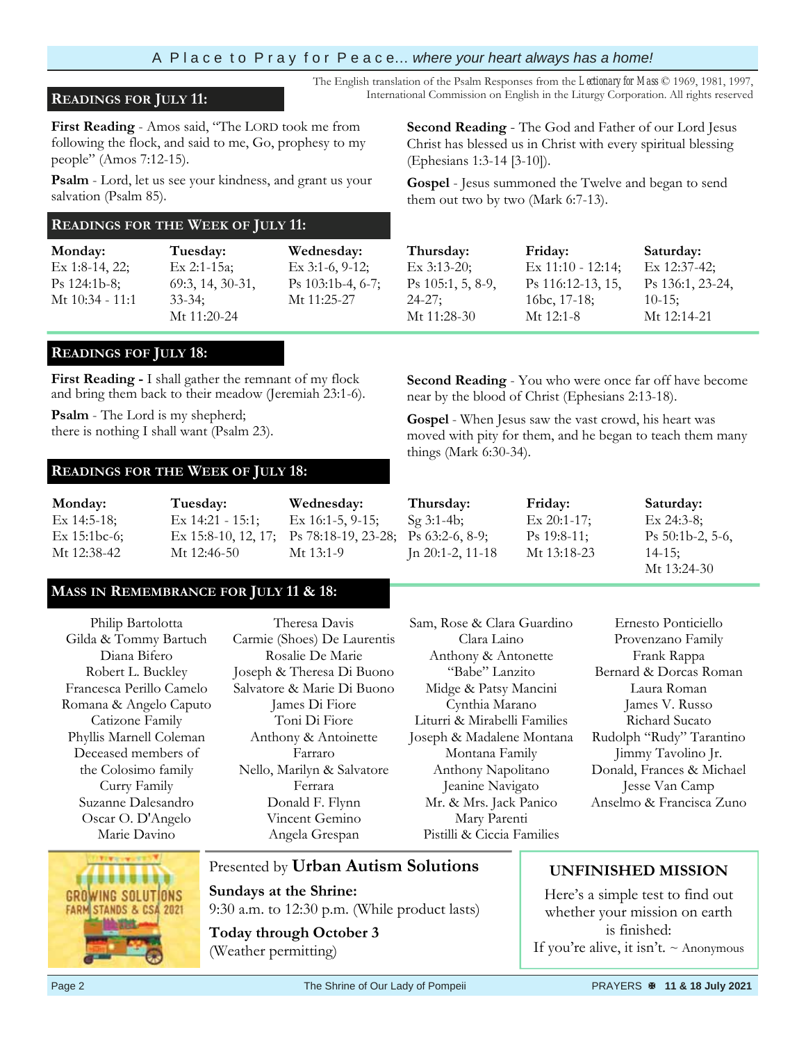A Place to Pray for Peace... *where your heart always has a home!*

The English translation of the Psalm Responses from the *Lectionary for Mass* © 1969, 1981, 1997, International Commission on English in the Liturgy Corporation. All rights reserved

## READINGS FOR JULY 11:

**First Reading** - Amos said, "The LORD took me from following the flock, and said to me, Go, prophesy to my people" (Amos 7:12-15).

**Psalm** - Lord, let us see your kindness, and grant us your salvation (Psalm 85).

**Second Reading** - The God and Father of our Lord Jesus Christ has blessed us in Christ with every spiritual blessing (Ephesians 1:3-14 [3-10]).

**Gospel** - Jesus summoned the Twelve and began to send them out two by two (Mark 6:7-13).

## READINGS FOR THE WEEK OF JULY 11:

| Monday: | Tuesday: | Wednesday: | Thursday: | Friday: | Saturday: |
|---|---|---|---|---|---|
| Ex 1:8-14, 22; Ps 124:1b-8; Mt 10:34 - 11:1 | Ex 2:1-15a; 69:3, 14, 30-31, 33-34; Mt 11:20-24 | Ex 3:1-6, 9-12; Ps 103:1b-4, 6-7; Mt 11:25-27 | Ex 3:13-20; Ps 105:1, 5, 8-9, 24-27; Mt 11:28-30 | Ex 11:10 - 12:14; Ps 116:12-13, 15, 16bc, 17-18; Mt 12:1-8 | Ex 12:37-42; Ps 136:1, 23-24, 10-15; Mt 12:14-21 |

## READINGS FOF JULY 18:

**First Reading -** I shall gather the remnant of my flock and bring them back to their meadow (Jeremiah 23:1-6).

**Psalm** - The Lord is my shepherd;
there is nothing I shall want (Psalm 23).

**Second Reading** - You who were once far off have become near by the blood of Christ (Ephesians 2:13-18).

**Gospel** - When Jesus saw the vast crowd, his heart was moved with pity for them, and he began to teach them many things (Mark 6:30-34).

## READINGS FOR THE WEEK OF JULY 18:

| Monday: | Tuesday: | Wednesday: | Thursday: | Friday: | Saturday: |
|---|---|---|---|---|---|
| Ex 14:5-18; Ex 15:1bc-6; Mt 12:38-42 | Ex 14:21 - 15:1; Ex 15:8-10, 12, 17; Mt 12:46-50 | Ex 16:1-5, 9-15; Ps 78:18-19, 23-28; Mt 13:1-9 | Sg 3:1-4b; Ps 63:2-6, 8-9; Jn 20:1-2, 11-18 | Ex 20:1-17; Ps 19:8-11; Mt 13:18-23 | Ex 24:3-8; Ps 50:1b-2, 5-6, 14-15; Mt 13:24-30 |

## MASS IN REMEMBRANCE FOR JULY 11 & 18:

Philip Bartolotta
Gilda & Tommy Bartuch
Diana Bifero
Robert L. Buckley
Francesca Perillo Camelo
Romana & Angelo Caputo
Catizone Family
Phyllis Marnell Coleman
Deceased members of the Colosimo family
Curry Family
Suzanne Dalesandro
Oscar O. D'Angelo
Marie Davino
Theresa Davis
Carmie (Shoes) De Laurentis
Rosalie De Marie
Joseph & Theresa Di Buono
Salvatore & Marie Di Buono
James Di Fiore
Toni Di Fiore
Anthony & Antoinette Farraro
Nello, Marilyn & Salvatore Ferrara
Donald F. Flynn
Vincent Gemino
Angela Grespan
Sam, Rose & Clara Guardino
Clara Laino
Anthony & Antonette "Babe" Lanzito
Midge & Patsy Mancini
Cynthia Marano
Liturri & Mirabelli Families
Joseph & Madalene Montana
Montana Family
Anthony Napolitano
Jeanine Navigato
Mr. & Mrs. Jack Panico
Mary Parenti
Pistilli & Ciccia Families
Ernesto Ponticiello
Provenzano Family
Frank Rappa
Bernard & Dorcas Roman
Laura Roman
James V. Russo
Richard Sucato
Rudolph "Rudy" Tarantino
Jimmy Tavolino Jr.
Donald, Frances & Michael
Jesse Van Camp
Anselmo & Francisca Zuno

GROWING SOLUTIONS FARM STANDS & CSA 2021

Presented by **Urban Autism Solutions**

**Sundays at the Shrine:**
9:30 a.m. to 12:30 p.m. (While product lasts)

**Today through October 3**
(Weather permitting)

**UNFINISHED MISSION**

Here's a simple test to find out whether your mission on earth is finished:
If you're alive, it isn't. ~ Anonymous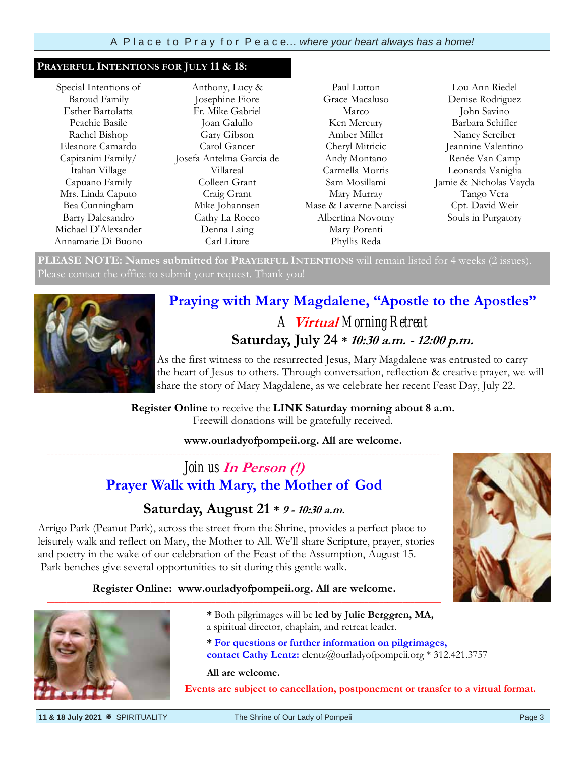## PRAYERFUL INTENTIONS FOR JULY 11 & 18:

Special Intentions of Baroud Family
Esther Bartolatta
Peachie Basile
Rachel Bishop
Eleanore Camardo
Capitanini Family/ Italian Village
Capuano Family
Mrs. Linda Caputo
Bea Cunningham
Barry Dalesandro
Michael D'Alexander
Annamarie Di Buono
Anthony, Lucy & Josephine Fiore
Fr. Mike Gabriel
Joan Galullo
Gary Gibson
Carol Gancer
Josefa Antelma Garcia de Villareal
Colleen Grant
Craig Grant
Mike Johannsen
Cathy La Rocco
Denna Laing
Carl Liture
Paul Lutton
Grace Macaluso
Marco
Ken Mercury
Amber Miller
Cheryl Mitricic
Andy Montano
Carmella Morris
Sam Mosillami
Mary Murray
Mase & Laverne Narcissi
Albertina Novotny
Mary Porenti
Phyllis Reda
Lou Ann Riedel
Denise Rodriguez
John Savino
Barbara Schifler
Nancy Screiber
Jeannine Valentino
Renée Van Camp
Leonarda Vaniglia
Jamie & Nicholas Vayda
Tango Vera
Cpt. David Weir
Souls in Purgatory

**PLEASE NOTE: Names submitted for PRAYERFUL INTENTIONS** will remain listed for 4 weeks (2 issues). Please contact the office to submit your request. Thank you!

## Praying with Mary Magdalene, "Apostle to the Apostles"

A ***Virtual*** Morning Retreat

**Saturday, July 24 * *10:30 a.m. - 12:00 p.m.***

As the first witness to the resurrected Jesus, Mary Magdalene was entrusted to carry the heart of Jesus to others. Through conversation, reflection & creative prayer, we will share the story of Mary Magdalene, as we celebrate her recent Feast Day, July 22.

**Register Online** to receive the **LINK Saturday morning about 8 a.m.**
Freewill donations will be gratefully received.

**www.ourladyofpompeii.org. All are welcome.**

---

Join us ***In Person (!)***

## Prayer Walk with Mary, the Mother of God

**Saturday, August 21 * *9 - 10:30 a.m.***

Arrigo Park (Peanut Park), across the street from the Shrine, provides a perfect place to leisurely walk and reflect on Mary, the Mother to All. We'll share Scripture, prayer, stories and poetry in the wake of our celebration of the Feast of the Assumption, August 15. Park benches give several opportunities to sit during this gentle walk.

**Register Online: www.ourladyofpompeii.org. All are welcome.**

---

**\*** Both pilgrimages will be **led by Julie Berggren, MA,** a spiritual director, chaplain, and retreat leader.

**\* For questions or further information on pilgrimages, contact Cathy Lentz:** clentz@ourladyofpompeii.org * 312.421.3757

**All are welcome.**

**Events are subject to cancellation, postponement or transfer to a virtual format.**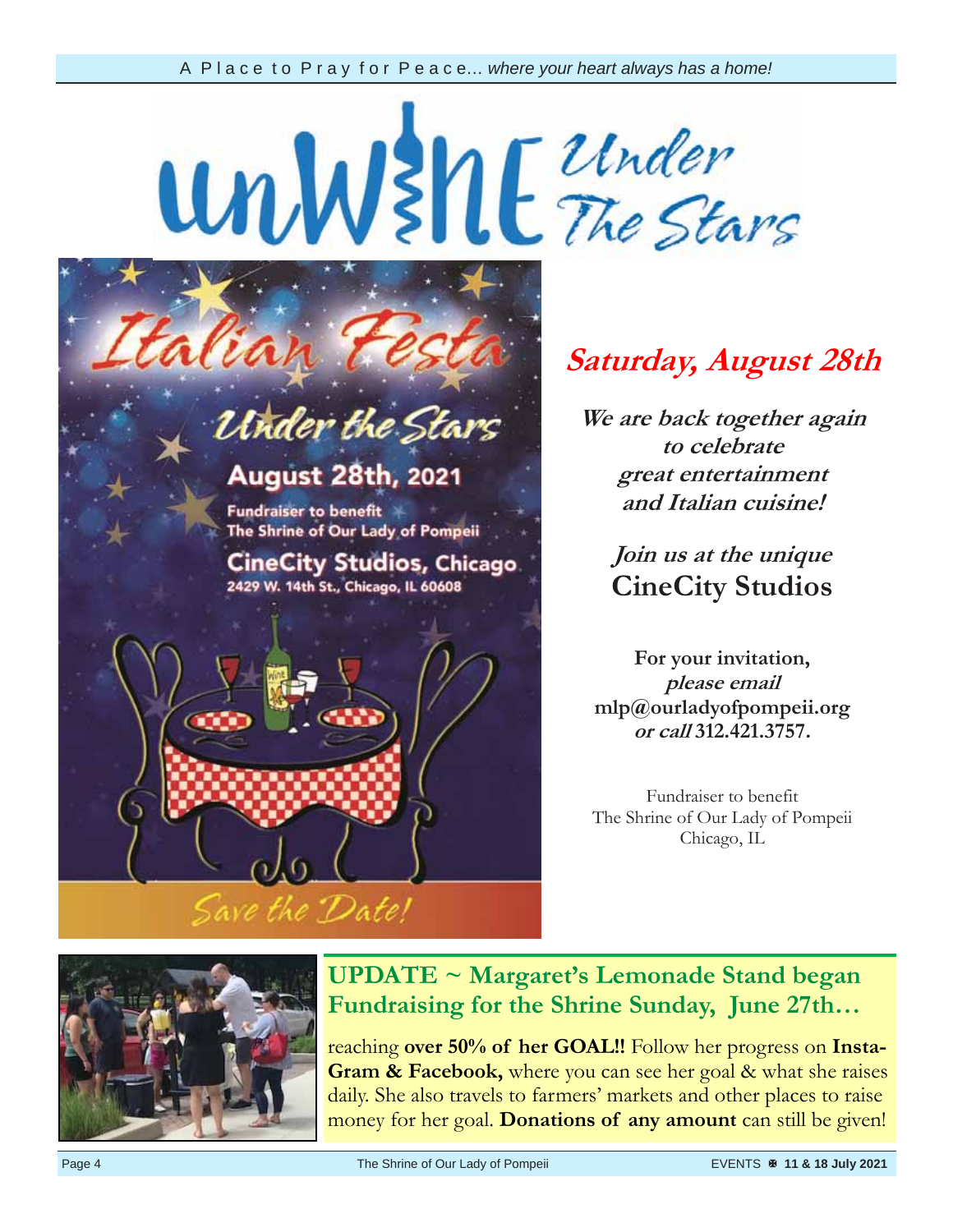# unWine Under The Stars

## Italian Festa

### Under the Stars

**August 28th, 2021**

Fundraiser to benefit
The Shrine of Our Lady of Pompeii

**CineCity Studios, Chicago**
2429 W. 14th St., Chicago, IL 60608

*Save the Date!*

## *Saturday, August 28th*

***We are back together again to celebrate great entertainment and Italian cuisine!***

***Join us at the unique*** **CineCity Studios**

**For your invitation,** ***please email*** **mlp@ourladyofpompeii.org** ***or call*** **312.421.3757.**

Fundraiser to benefit
The Shrine of Our Lady of Pompeii
Chicago, IL

## UPDATE ~ Margaret's Lemonade Stand began Fundraising for the Shrine Sunday, June 27th…

reaching **over 50% of her GOAL!!** Follow her progress on **Insta-Gram & Facebook,** where you can see her goal & what she raises daily. She also travels to farmers' markets and other places to raise money for her goal. **Donations of any amount** can still be given!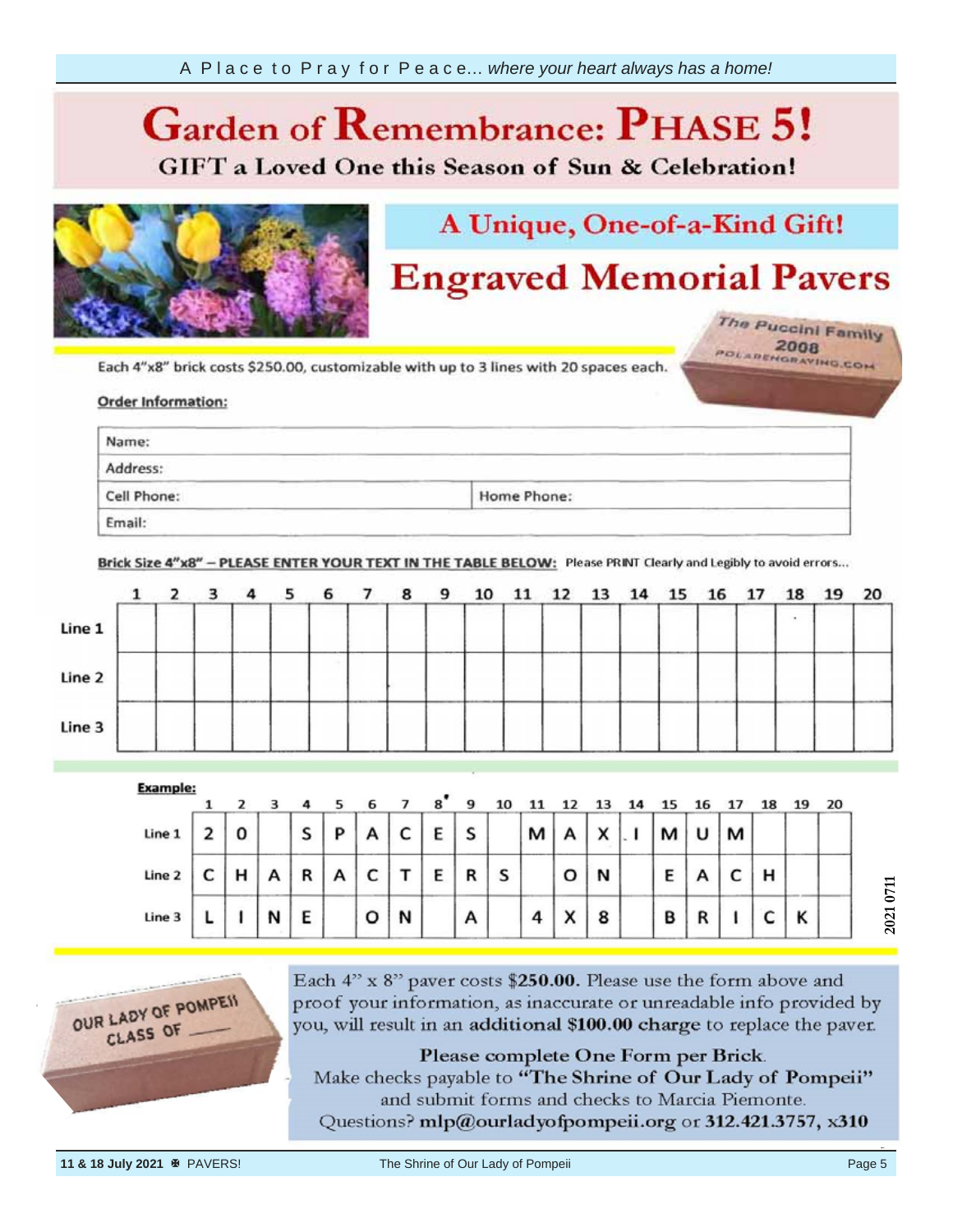A Place to Pray for Peace... *where your heart always has a home!*

# Garden of Remembrance: PHASE 5!

## GIFT a Loved One this Season of Sun & Celebration!

## A Unique, One-of-a-Kind Gift!

# Engraved Memorial Pavers

The Puccini Family
2008
POLARENGRAVING.COM

Each 4"x8" brick costs $250.00, customizable with up to 3 lines with 20 spaces each.

**Order Information:**

| Name: | |
|---|---|
| Address: | |
| Cell Phone: | Home Phone: |
| Email: | |

**Brick Size 4"x8" – PLEASE ENTER YOUR TEXT IN THE TABLE BELOW:** Please PRINT Clearly and Legibly to avoid errors...

| | 1 | 2 | 3 | 4 | 5 | 6 | 7 | 8 | 9 | 10 | 11 | 12 | 13 | 14 | 15 | 16 | 17 | 18 | 19 | 20 |
|---|---|---|---|---|---|---|---|---|---|---|---|---|---|---|---|---|---|---|---|---|
| Line 1 | | | | | | | | | | | | | | | | | | | | |
| Line 2 | | | | | | | | | | | | | | | | | | | | |
| Line 3 | | | | | | | | | | | | | | | | | | | | |

**Example:**

| | 1 | 2 | 3 | 4 | 5 | 6 | 7 | 8 | 9 | 10 | 11 | 12 | 13 | 14 | 15 | 16 | 17 | 18 | 19 | 20 |
|---|---|---|---|---|---|---|---|---|---|---|---|---|---|---|---|---|---|---|---|---|
| Line 1 | 2 | 0 | | S | P | A | C | E | S | | M | A | X | . I | M | U | M | | | |
| Line 2 | C | H | A | R | A | C | T | E | R | S | | O | N | | E | A | C | H | | |
| Line 3 | L | I | N | E | | O | N | | A | | 4 | X | 8 | | B | R | I | C | K | |

2021 0711

OUR LADY OF POMPEII
CLASS OF ____

Each 4" x 8" paver costs **$250.00.** Please use the form above and proof your information, as inaccurate or unreadable info provided by you, will result in an **additional $100.00 charge** to replace the paver.

**Please complete One Form per Brick.**
Make checks payable to **"The Shrine of Our Lady of Pompeii"** and submit forms and checks to Marcia Piemonte.
Questions? **mlp@ourladyofpompeii.org** or **312.421.3757, x310**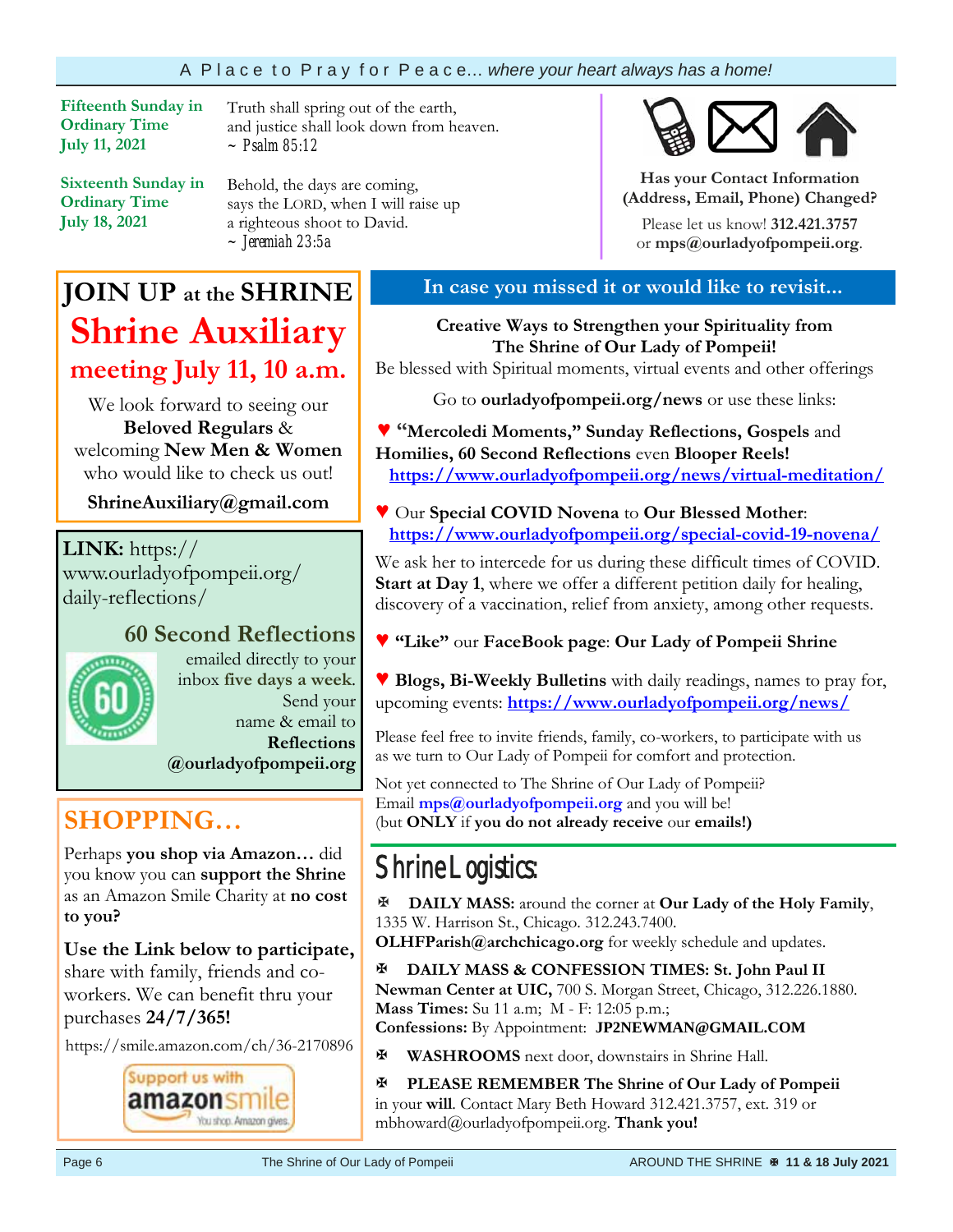A Place to Pray for Peace... *where your heart always has a home!*

**Fifteenth Sunday in Ordinary Time**
**July 11, 2021**

Truth shall spring out of the earth,
and justice shall look down from heaven.
~ Psalm 85:12

**Sixteenth Sunday in Ordinary Time**
**July 18, 2021**

Behold, the days are coming,
says the LORD, when I will raise up
a righteous shoot to David.
~ Jeremiah 23:5a

**Has your Contact Information (Address, Email, Phone) Changed?**

Please let us know! **312.421.3757** or **mps@ourladyofpompeii.org**.

## JOIN UP at the SHRINE

## Shrine Auxiliary meeting July 11, 10 a.m.

We look forward to seeing our **Beloved Regulars** & welcoming **New Men & Women** who would like to check us out!

**ShrineAuxiliary@gmail.com**

**LINK:** https://www.ourladyofpompeii.org/daily-reflections/

### 60 Second Reflections

emailed directly to your inbox **five days a week.** Send your name & email to **Reflections @ourladyofpompeii.org**

## SHOPPING…

Perhaps **you shop via Amazon…** did you know you can **support the Shrine** as an Amazon Smile Charity at **no cost to you?**

**Use the Link below to participate,** share with family, friends and co-workers. We can benefit thru your purchases **24/7/365!**

https://smile.amazon.com/ch/36-2170896

Support us with amazonsmile — You shop. Amazon gives.

## In case you missed it or would like to revisit...

**Creative Ways to Strengthen your Spirituality from The Shrine of Our Lady of Pompeii!**
Be blessed with Spiritual moments, virtual events and other offerings

Go to **ourladyofpompeii.org/news** or use these links:

♥ **"Mercoledi Moments," Sunday Reflections, Gospels** and **Homilies, 60 Second Reflections** even **Blooper Reels!**
https://www.ourladyofpompeii.org/news/virtual-meditation/

♥ Our **Special COVID Novena** to **Our Blessed Mother**:
https://www.ourladyofpompeii.org/special-covid-19-novena/

We ask her to intercede for us during these difficult times of COVID. **Start at Day 1**, where we offer a different petition daily for healing, discovery of a vaccination, relief from anxiety, among other requests.

♥ **"Like"** our **FaceBook page**: **Our Lady of Pompeii Shrine**

♥ **Blogs, Bi-Weekly Bulletins** with daily readings, names to pray for, upcoming events: https://www.ourladyofpompeii.org/news/

Please feel free to invite friends, family, co-workers, to participate with us as we turn to Our Lady of Pompeii for comfort and protection.

Not yet connected to The Shrine of Our Lady of Pompeii? Email **mps@ourladyofpompeii.org** and you will be! (but **ONLY** if **you do not already receive** our **emails!)**

## Shrine Logistics:

✠ **DAILY MASS:** around the corner at **Our Lady of the Holy Family**, 1335 W. Harrison St., Chicago. 312.243.7400. **OLHFParish@archchicago.org** for weekly schedule and updates.

✠ **DAILY MASS & CONFESSION TIMES: St. John Paul II Newman Center at UIC,** 700 S. Morgan Street, Chicago, 312.226.1880. **Mass Times:** Su 11 a.m; M - F: 12:05 p.m.; **Confessions:** By Appointment: **JP2NEWMAN@GMAIL.COM**

✠ **WASHROOMS** next door, downstairs in Shrine Hall.

✠ **PLEASE REMEMBER The Shrine of Our Lady of Pompeii** in your **will**. Contact Mary Beth Howard 312.421.3757, ext. 319 or mbhoward@ourladyofpompeii.org. **Thank you!**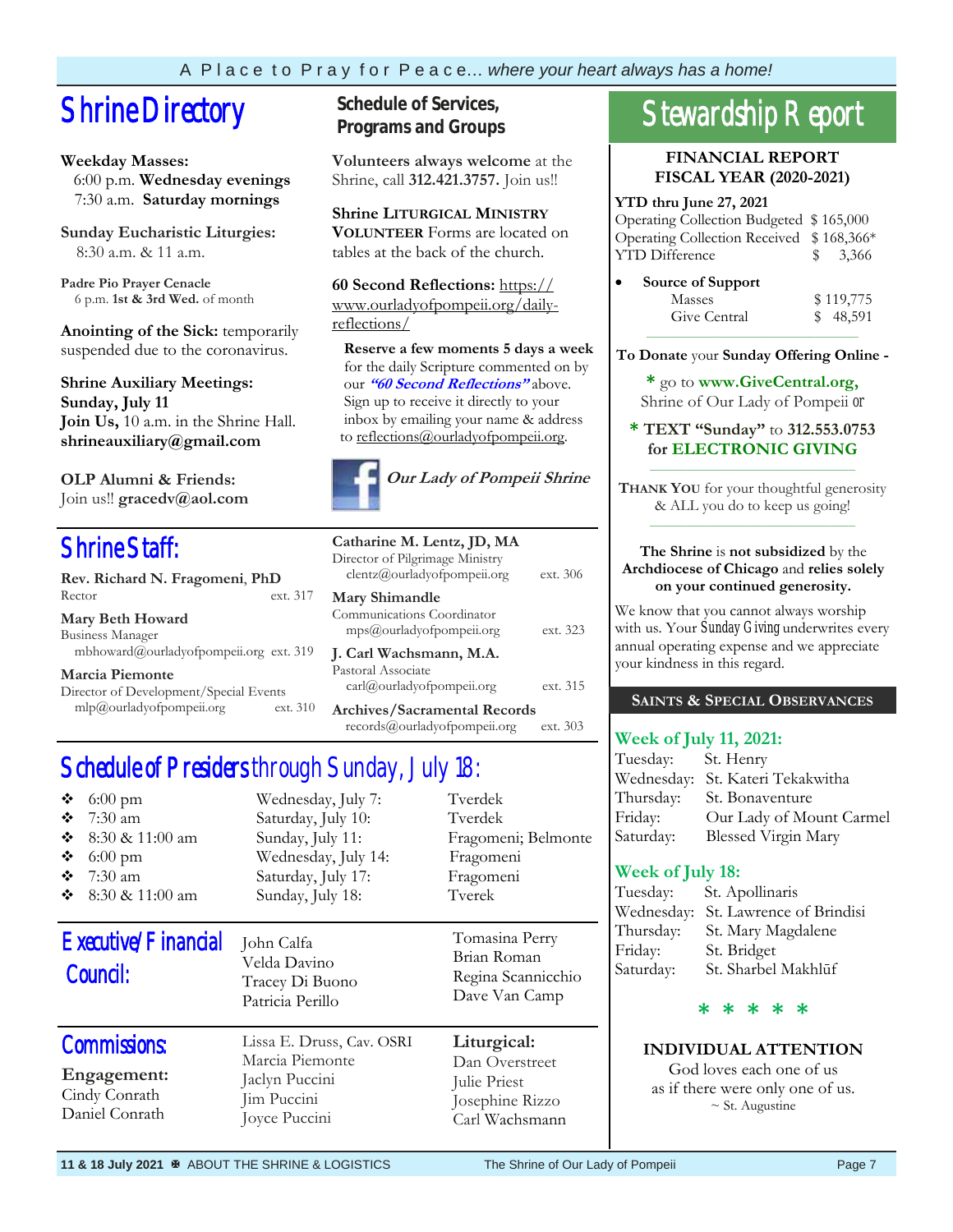# Shrine Directory

**Weekday Masses:**
6:00 p.m. **Wednesday evenings**
7:30 a.m. **Saturday mornings**

**Sunday Eucharistic Liturgies:**
8:30 a.m. & 11 a.m.

**Padre Pio Prayer Cenacle**
6 p.m. **1st & 3rd Wed.** of month

**Anointing of the Sick:** temporarily suspended due to the coronavirus.

**Shrine Auxiliary Meetings:**
**Sunday, July 11**
**Join Us,** 10 a.m. in the Shrine Hall.
**shrineauxiliary@gmail.com**

**OLP Alumni & Friends:**
Join us!! **gracedv@aol.com**

## Schedule of Services, Programs and Groups

**Volunteers always welcome** at the Shrine, call **312.421.3757.** Join us!!

**Shrine LITURGICAL MINISTRY VOLUNTEER** Forms are located on tables at the back of the church.

**60 Second Reflections:** https://www.ourladyofpompeii.org/daily-reflections/

**Reserve a few moments 5 days a week** for the daily Scripture commented on by our ***"60 Second Reflections"*** above. Sign up to receive it directly to your inbox by emailing your name & address to reflections@ourladyofpompeii.org.

***Our Lady of Pompeii Shrine***

# Shrine Staff:

**Rev. Richard N. Fragomeni**, **PhD**
Rector ext. 317

**Mary Beth Howard**
Business Manager
mbhoward@ourladyofpompeii.org ext. 319

**Marcia Piemonte**
Director of Development/Special Events
mlp@ourladyofpompeii.org ext. 310

**Catharine M. Lentz, JD, MA**
Director of Pilgrimage Ministry
clentz@ourladyofpompeii.org ext. 306

**Mary Shimandle**
Communications Coordinator
mps@ourladyofpompeii.org ext. 323

**J. Carl Wachsmann, M.A.**
Pastoral Associate
carl@ourladyofpompeii.org ext. 315

**Archives/Sacramental Records**
records@ourladyofpompeii.org ext. 303

# Schedule of Presiders through Sunday, July 18:

| Time | Date | Presider |
|---|---|---|
| 6:00 pm | Wednesday, July 7: | Tverdek |
| 7:30 am | Saturday, July 10: | Tverdek |
| 8:30 & 11:00 am | Sunday, July 11: | Fragomeni; Belmonte |
| 6:00 pm | Wednesday, July 14: | Fragomeni |
| 7:30 am | Saturday, July 17: | Fragomeni |
| 8:30 & 11:00 am | Sunday, July 18: | Tverek |

# Executive/Financial Council:

John Calfa
Velda Davino
Tracey Di Buono
Patricia Perillo
Tomasina Perry
Brian Roman
Regina Scannicchio
Dave Van Camp

# Commissions:

**Engagement:**
Cindy Conrath
Daniel Conrath
Lissa E. Druss, Cav. OSRI
Marcia Piemonte
Jaclyn Puccini
Jim Puccini
Joyce Puccini

**Liturgical:**
Dan Overstreet
Julie Priest
Josephine Rizzo
Carl Wachsmann

# Stewardship Report

**FINANCIAL REPORT**
**FISCAL YEAR (2020-2021)**

**YTD thru June 27, 2021**

| | |
|---|---|
| Operating Collection Budgeted | $ 165,000 |
| Operating Collection Received | $ 168,366* |
| YTD Difference | $ 3,366 |

- **Source of Support**

| | |
|---|---|
| Masses | $ 119,775 |
| Give Central | $ 48,591 |

**To Donate** your **Sunday Offering Online -**

\* go to **www.GiveCentral.org,** Shrine of Our Lady of Pompeii or

\* **TEXT "Sunday"** to **312.553.0753** for **ELECTRONIC GIVING**

**THANK YOU** for your thoughtful generosity & ALL you do to keep us going!

**The Shrine** is **not subsidized** by the **Archdiocese of Chicago** and **relies solely on your continued generosity.**

We know that you cannot always worship with us. Your Sunday Giving underwrites every annual operating expense and we appreciate your kindness in this regard.

## SAINTS & SPECIAL OBSERVANCES

### Week of July 11, 2021:

| | |
|---|---|
| Tuesday: | St. Henry |
| Wednesday: | St. Kateri Tekakwitha |
| Thursday: | St. Bonaventure |
| Friday: | Our Lady of Mount Carmel |
| Saturday: | Blessed Virgin Mary |

### Week of July 18:

| | |
|---|---|
| Tuesday: | St. Apollinaris |
| Wednesday: | St. Lawrence of Brindisi |
| Thursday: | St. Mary Magdalene |
| Friday: | St. Bridget |
| Saturday: | St. Sharbel Makhlūf |

\* \* \* \* \*

**INDIVIDUAL ATTENTION**

God loves each one of us
as if there were only one of us.
~ St. Augustine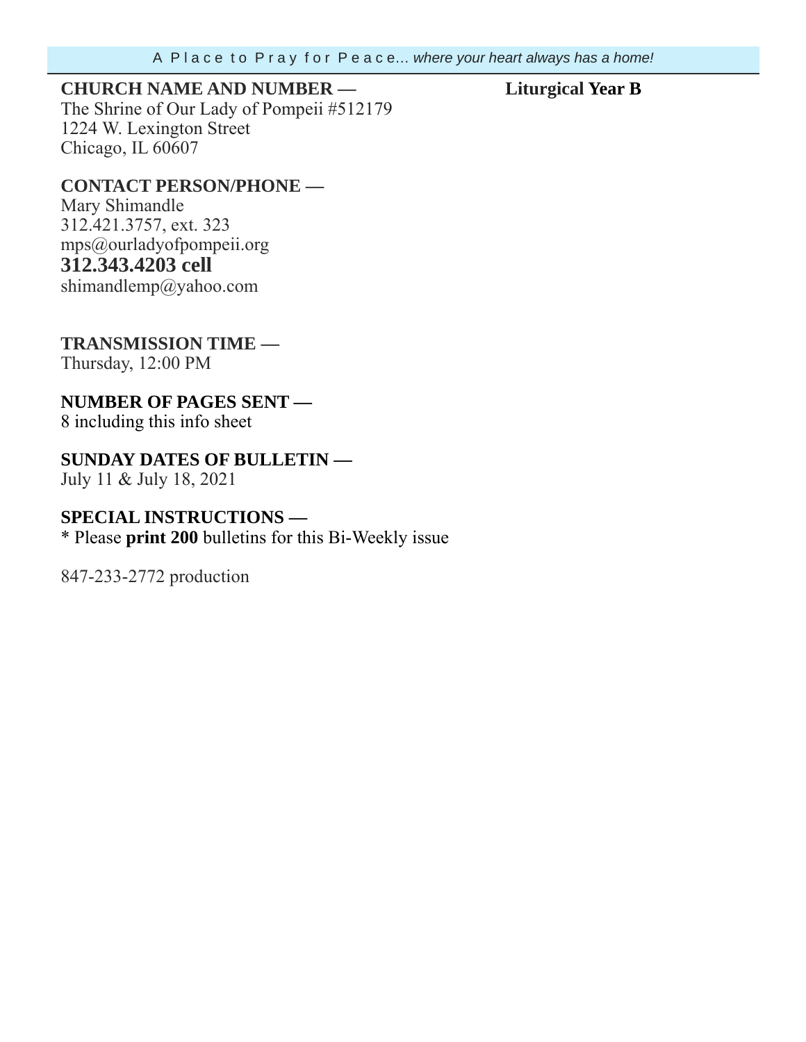A P l a c e t o P r a y f o r P e a c e... *where your heart always has a home!*

**CHURCH NAME AND NUMBER —**

**Liturgical Year B**

The Shrine of Our Lady of Pompeii #512179
1224 W. Lexington Street
Chicago, IL 60607

**CONTACT PERSON/PHONE —**

Mary Shimandle
312.421.3757, ext. 323
mps@ourladyofpompeii.org
**312.343.4203 cell**
shimandlemp@yahoo.com

**TRANSMISSION TIME —**

Thursday, 12:00 PM

**NUMBER OF PAGES SENT —**

8 including this info sheet

**SUNDAY DATES OF BULLETIN —**

July 11 & July 18, 2021

**SPECIAL INSTRUCTIONS —**

* Please **print 200** bulletins for this Bi-Weekly issue

847-233-2772 production